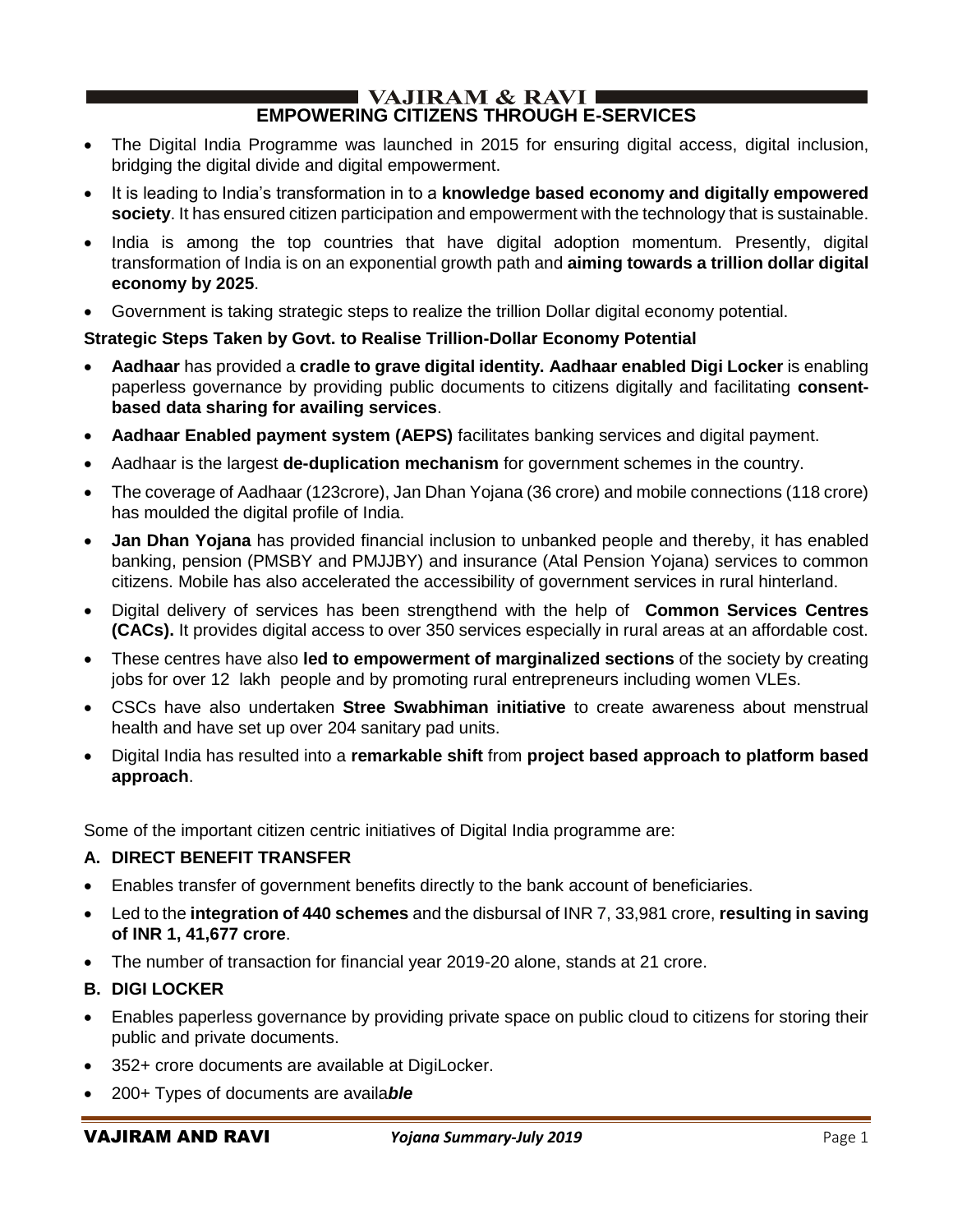# EMPOWERING CITIZENS THROUGH E-SERVICES

- The Digital India Programme was launched in 2015 for ensuring digital access, digital inclusion, bridging the digital divide and digital empowerment.
- It is leading to India's transformation in to a **knowledge based economy and digitally empowered society**. It has ensured citizen participation and empowerment with the technology that is sustainable.
- India is among the top countries that have digital adoption momentum. Presently, digital transformation of India is on an exponential growth path and **aiming towards a trillion dollar digital economy by 2025**.
- Government is taking strategic steps to realize the trillion Dollar digital economy potential.

**Strategic Steps Taken by Govt. to Realise Trillion-Dollar Economy Potential**

- **Aadhaar** has provided a **cradle to grave digital identity. Aadhaar enabled Digi Locker** is enabling paperless governance by providing public documents to citizens digitally and facilitating **consent-based data sharing for availing services**.
- **Aadhaar Enabled payment system (AEPS)** facilitates banking services and digital payment.
- Aadhaar is the largest **de-duplication mechanism** for government schemes in the country.
- The coverage of Aadhaar (123crore), Jan Dhan Yojana (36 crore) and mobile connections (118 crore) has moulded the digital profile of India.
- **Jan Dhan Yojana** has provided financial inclusion to unbanked people and thereby, it has enabled banking, pension (PMSBY and PMJJBY) and insurance (Atal Pension Yojana) services to common citizens. Mobile has also accelerated the accessibility of government services in rural hinterland.
- Digital delivery of services has been strengthend with the help of **Common Services Centres (CACs).** It provides digital access to over 350 services especially in rural areas at an affordable cost.
- These centres have also **led to empowerment of marginalized sections** of the society by creating jobs for over 12 lakh people and by promoting rural entrepreneurs including women VLEs.
- CSCs have also undertaken **Stree Swabhiman initiative** to create awareness about menstrual health and have set up over 204 sanitary pad units.
- Digital India has resulted into a **remarkable shift** from **project based approach to platform based approach**.

Some of the important citizen centric initiatives of Digital India programme are:

### A. DIRECT BENEFIT TRANSFER

- Enables transfer of government benefits directly to the bank account of beneficiaries.
- Led to the **integration of 440 schemes** and the disbursal of INR 7, 33,981 crore, **resulting in saving of INR 1, 41,677 crore**.
- The number of transaction for financial year 2019-20 alone, stands at 21 crore.

### B. DIGI LOCKER

- Enables paperless governance by providing private space on public cloud to citizens for storing their public and private documents.
- 352+ crore documents are available at DigiLocker.
- 200+ Types of documents are availa***ble***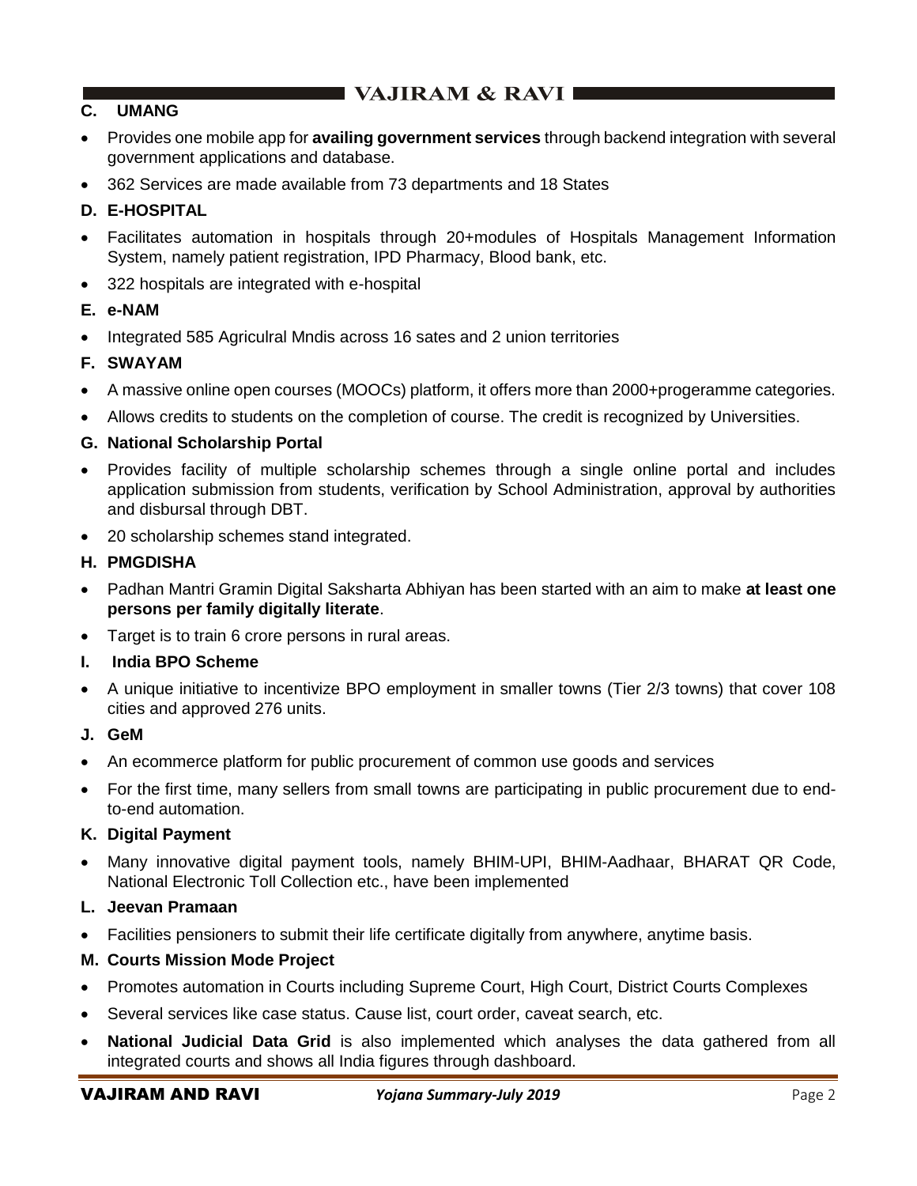### C. UMANG

- Provides one mobile app for **availing government services** through backend integration with several government applications and database.
- 362 Services are made available from 73 departments and 18 States

### D. E-HOSPITAL

- Facilitates automation in hospitals through 20+modules of Hospitals Management Information System, namely patient registration, IPD Pharmacy, Blood bank, etc.
- 322 hospitals are integrated with e-hospital

### E. e-NAM

- Integrated 585 Agriculral Mndis across 16 sates and 2 union territories

### F. SWAYAM

- A massive online open courses (MOOCs) platform, it offers more than 2000+progeramme categories.
- Allows credits to students on the completion of course. The credit is recognized by Universities.

### G. National Scholarship Portal

- Provides facility of multiple scholarship schemes through a single online portal and includes application submission from students, verification by School Administration, approval by authorities and disbursal through DBT.
- 20 scholarship schemes stand integrated.

### H. PMGDISHA

- Padhan Mantri Gramin Digital Saksharta Abhiyan has been started with an aim to make **at least one persons per family digitally literate**.
- Target is to train 6 crore persons in rural areas.

### I. India BPO Scheme

- A unique initiative to incentivize BPO employment in smaller towns (Tier 2/3 towns) that cover 108 cities and approved 276 units.

### J. GeM

- An ecommerce platform for public procurement of common use goods and services
- For the first time, many sellers from small towns are participating in public procurement due to end-to-end automation.

### K. Digital Payment

- Many innovative digital payment tools, namely BHIM-UPI, BHIM-Aadhaar, BHARAT QR Code, National Electronic Toll Collection etc., have been implemented

### L. Jeevan Pramaan

- Facilities pensioners to submit their life certificate digitally from anywhere, anytime basis.

### M. Courts Mission Mode Project

- Promotes automation in Courts including Supreme Court, High Court, District Courts Complexes
- Several services like case status. Cause list, court order, caveat search, etc.
- **National Judicial Data Grid** is also implemented which analyses the data gathered from all integrated courts and shows all India figures through dashboard.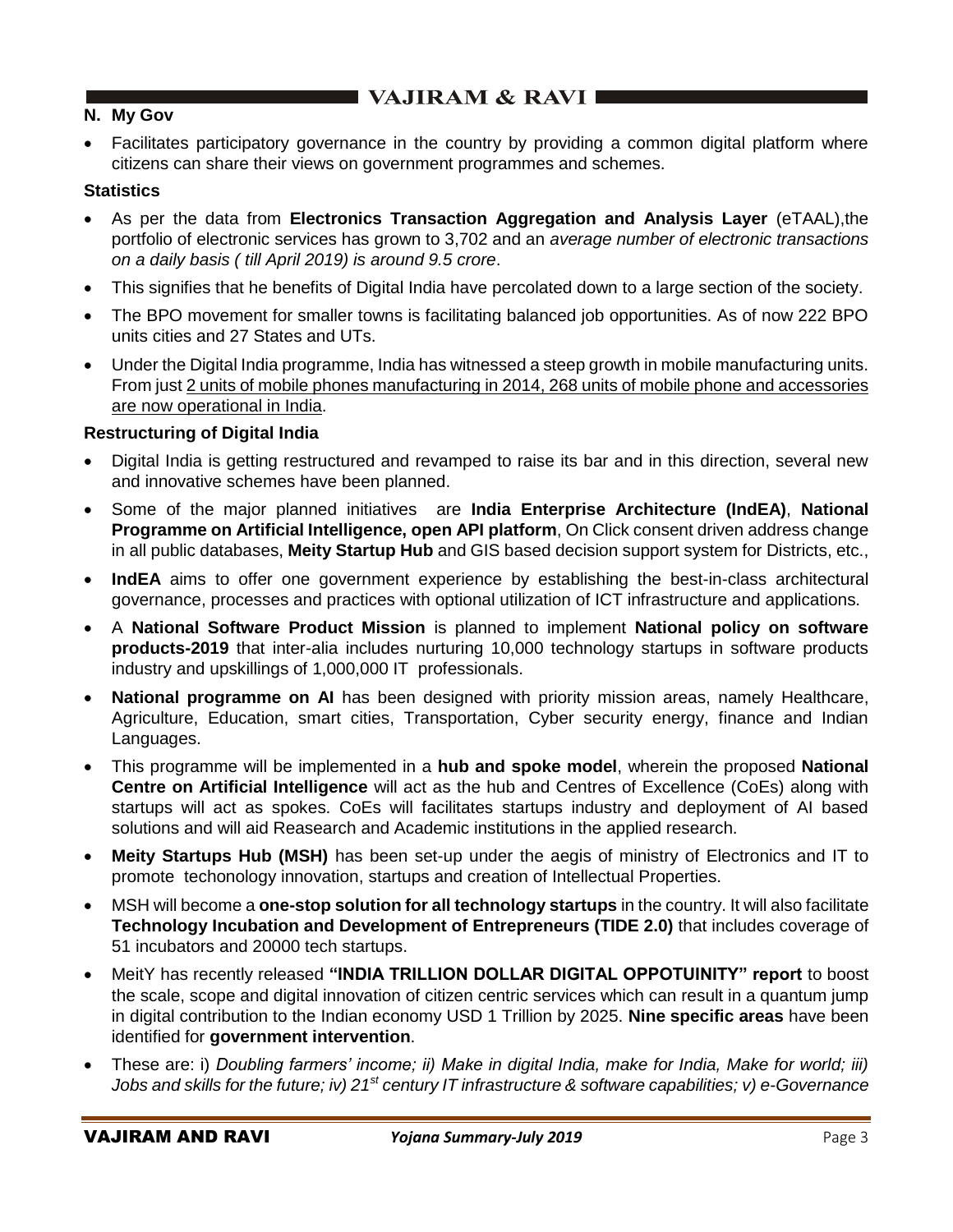## N. My Gov

- Facilitates participatory governance in the country by providing a common digital platform where citizens can share their views on government programmes and schemes.

### Statistics

- As per the data from **Electronics Transaction Aggregation and Analysis Layer** (eTAAL),the portfolio of electronic services has grown to 3,702 and an *average number of electronic transactions on a daily basis ( till April 2019) is around 9.5 crore*.
- This signifies that he benefits of Digital India have percolated down to a large section of the society.
- The BPO movement for smaller towns is facilitating balanced job opportunities. As of now 222 BPO units cities and 27 States and UTs.
- Under the Digital India programme, India has witnessed a steep growth in mobile manufacturing units. From just 2 units of mobile phones manufacturing in 2014, 268 units of mobile phone and accessories are now operational in India.

### Restructuring of Digital India

- Digital India is getting restructured and revamped to raise its bar and in this direction, several new and innovative schemes have been planned.
- Some of the major planned initiatives are **India Enterprise Architecture (IndEA)**, **National Programme on Artificial Intelligence, open API platform**, On Click consent driven address change in all public databases, **Meity Startup Hub** and GIS based decision support system for Districts, etc.,
- **IndEA** aims to offer one government experience by establishing the best-in-class architectural governance, processes and practices with optional utilization of ICT infrastructure and applications.
- A **National Software Product Mission** is planned to implement **National policy on software products-2019** that inter-alia includes nurturing 10,000 technology startups in software products industry and upskillings of 1,000,000 IT professionals.
- **National programme on AI** has been designed with priority mission areas, namely Healthcare, Agriculture, Education, smart cities, Transportation, Cyber security energy, finance and Indian Languages.
- This programme will be implemented in a **hub and spoke model**, wherein the proposed **National Centre on Artificial Intelligence** will act as the hub and Centres of Excellence (CoEs) along with startups will act as spokes. CoEs will facilitates startups industry and deployment of AI based solutions and will aid Reasearch and Academic institutions in the applied research.
- **Meity Startups Hub (MSH)** has been set-up under the aegis of ministry of Electronics and IT to promote techonology innovation, startups and creation of Intellectual Properties.
- MSH will become a **one-stop solution for all technology startups** in the country. It will also facilitate **Technology Incubation and Development of Entrepreneurs (TIDE 2.0)** that includes coverage of 51 incubators and 20000 tech startups.
- MeitY has recently released **"INDIA TRILLION DOLLAR DIGITAL OPPOTUINITY" report** to boost the scale, scope and digital innovation of citizen centric services which can result in a quantum jump in digital contribution to the Indian economy USD 1 Trillion by 2025. **Nine specific areas** have been identified for **government intervention**.
- These are: i) *Doubling farmers' income; ii) Make in digital India, make for India, Make for world; iii) Jobs and skills for the future; iv) 21st century IT infrastructure & software capabilities; v) e-Governance*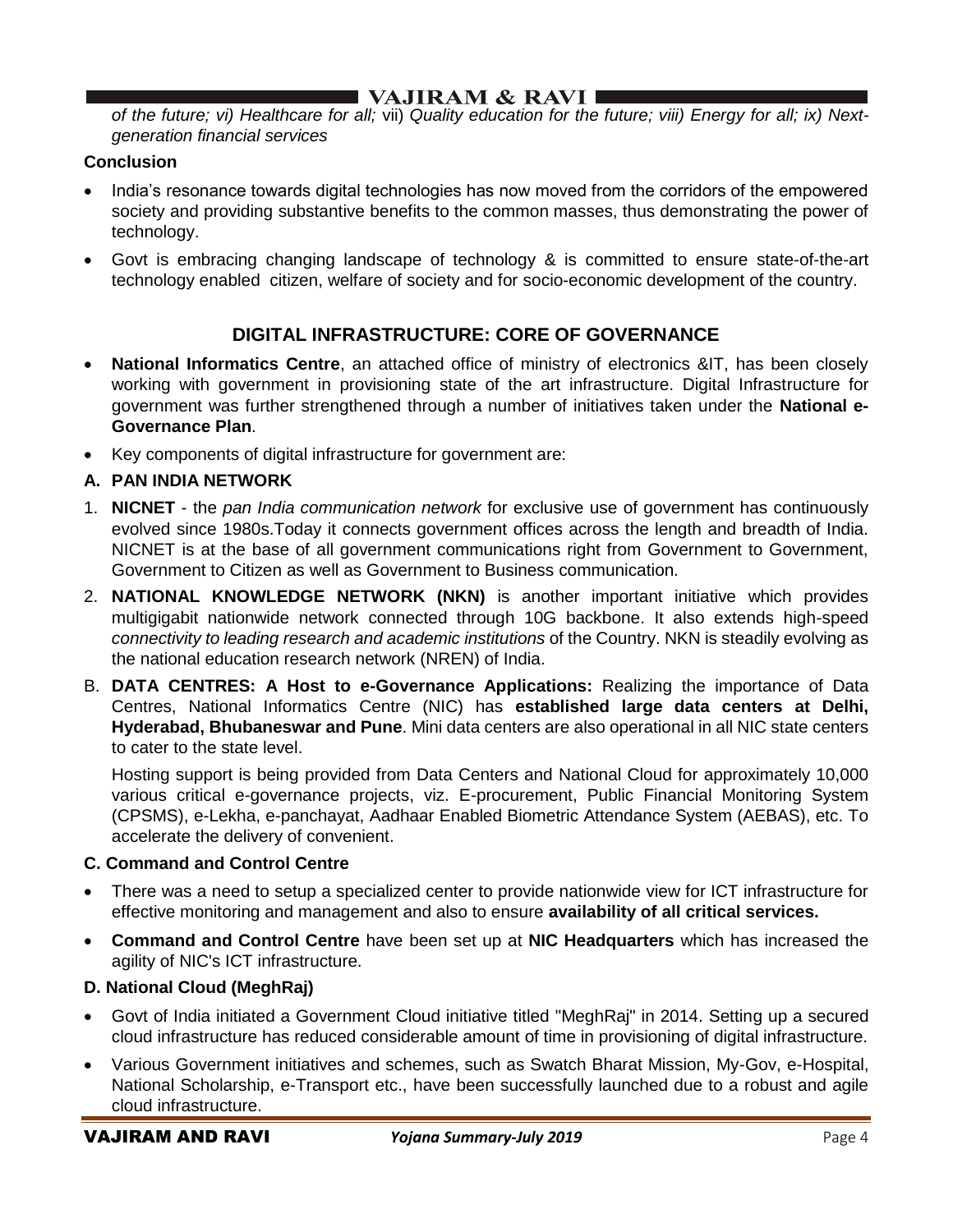*of the future; vi) Healthcare for all;* vii) *Quality education for the future; viii) Energy for all; ix) Next-generation financial services*

**Conclusion**

- India's resonance towards digital technologies has now moved from the corridors of the empowered society and providing substantive benefits to the common masses, thus demonstrating the power of technology.
- Govt is embracing changing landscape of technology & is committed to ensure state-of-the-art technology enabled citizen, welfare of society and for socio-economic development of the country.

## DIGITAL INFRASTRUCTURE: CORE OF GOVERNANCE

- **National Informatics Centre**, an attached office of ministry of electronics &IT, has been closely working with government in provisioning state of the art infrastructure. Digital Infrastructure for government was further strengthened through a number of initiatives taken under the **National e-Governance Plan**.
- Key components of digital infrastructure for government are:

**A. PAN INDIA NETWORK**

1. **NICNET** - the *pan India communication network* for exclusive use of government has continuously evolved since 1980s.Today it connects government offices across the length and breadth of India. NICNET is at the base of all government communications right from Government to Government, Government to Citizen as well as Government to Business communication.
2. **NATIONAL KNOWLEDGE NETWORK (NKN)** is another important initiative which provides multigigabit nationwide network connected through 10G backbone. It also extends high-speed *connectivity to leading research and academic institutions* of the Country. NKN is steadily evolving as the national education research network (NREN) of India.

B. **DATA CENTRES: A Host to e-Governance Applications:** Realizing the importance of Data Centres, National Informatics Centre (NIC) has **established large data centers at Delhi, Hyderabad, Bhubaneswar and Pune**. Mini data centers are also operational in all NIC state centers to cater to the state level.

Hosting support is being provided from Data Centers and National Cloud for approximately 10,000 various critical e-governance projects, viz. E-procurement, Public Financial Monitoring System (CPSMS), e-Lekha, e-panchayat, Aadhaar Enabled Biometric Attendance System (AEBAS), etc. To accelerate the delivery of convenient.

**C. Command and Control Centre**

- There was a need to setup a specialized center to provide nationwide view for ICT infrastructure for effective monitoring and management and also to ensure **availability of all critical services.**
- **Command and Control Centre** have been set up at **NIC Headquarters** which has increased the agility of NIC's ICT infrastructure.

**D. National Cloud (MeghRaj)**

- Govt of India initiated a Government Cloud initiative titled "MeghRaj" in 2014. Setting up a secured cloud infrastructure has reduced considerable amount of time in provisioning of digital infrastructure.
- Various Government initiatives and schemes, such as Swatch Bharat Mission, My-Gov, e-Hospital, National Scholarship, e-Transport etc., have been successfully launched due to a robust and agile cloud infrastructure.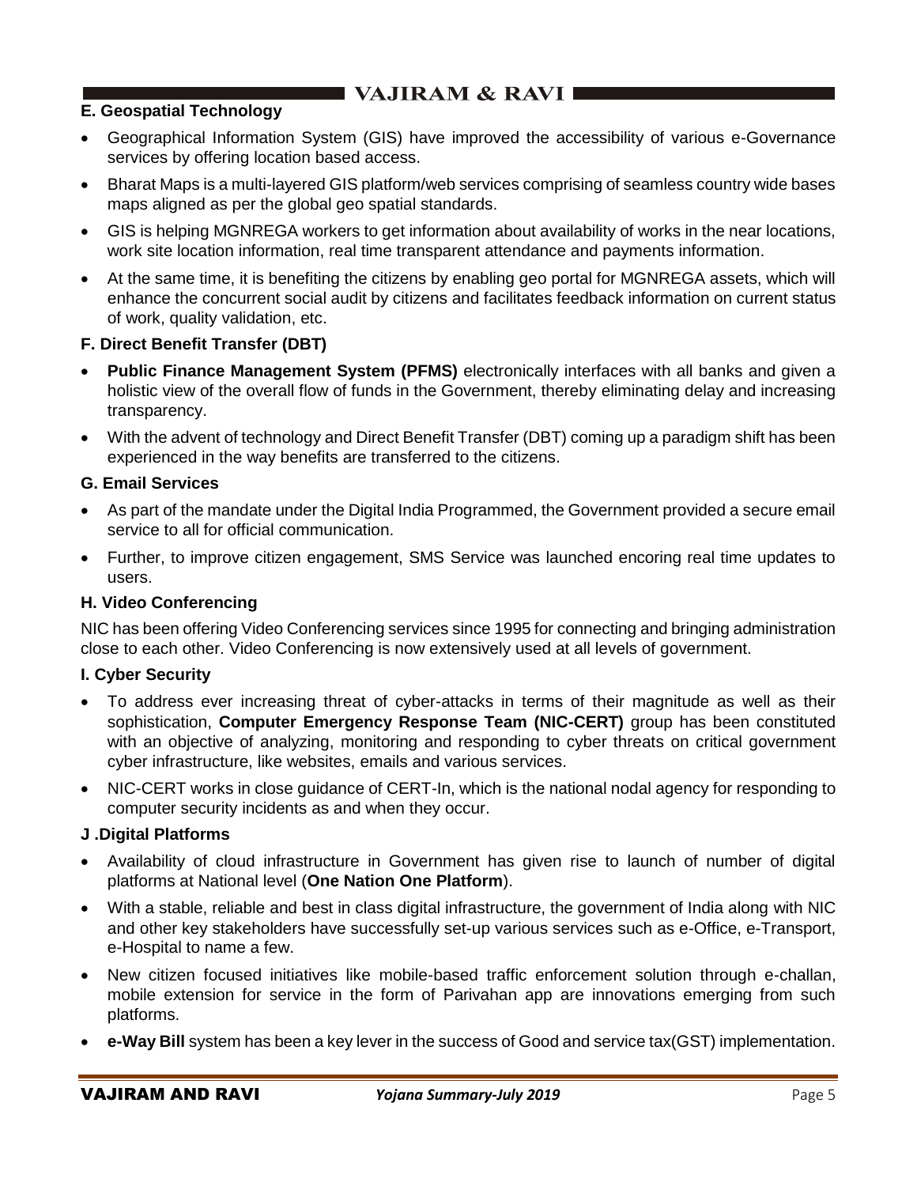### E. Geospatial Technology

- Geographical Information System (GIS) have improved the accessibility of various e-Governance services by offering location based access.
- Bharat Maps is a multi-layered GIS platform/web services comprising of seamless country wide bases maps aligned as per the global geo spatial standards.
- GIS is helping MGNREGA workers to get information about availability of works in the near locations, work site location information, real time transparent attendance and payments information.
- At the same time, it is benefiting the citizens by enabling geo portal for MGNREGA assets, which will enhance the concurrent social audit by citizens and facilitates feedback information on current status of work, quality validation, etc.

### F. Direct Benefit Transfer (DBT)

- **Public Finance Management System (PFMS)** electronically interfaces with all banks and given a holistic view of the overall flow of funds in the Government, thereby eliminating delay and increasing transparency.
- With the advent of technology and Direct Benefit Transfer (DBT) coming up a paradigm shift has been experienced in the way benefits are transferred to the citizens.

### G. Email Services

- As part of the mandate under the Digital India Programmed, the Government provided a secure email service to all for official communication.
- Further, to improve citizen engagement, SMS Service was launched encoring real time updates to users.

### H. Video Conferencing

NIC has been offering Video Conferencing services since 1995 for connecting and bringing administration close to each other. Video Conferencing is now extensively used at all levels of government.

### I. Cyber Security

- To address ever increasing threat of cyber-attacks in terms of their magnitude as well as their sophistication, **Computer Emergency Response Team (NIC-CERT)** group has been constituted with an objective of analyzing, monitoring and responding to cyber threats on critical government cyber infrastructure, like websites, emails and various services.
- NIC-CERT works in close guidance of CERT-In, which is the national nodal agency for responding to computer security incidents as and when they occur.

### J .Digital Platforms

- Availability of cloud infrastructure in Government has given rise to launch of number of digital platforms at National level (**One Nation One Platform**).
- With a stable, reliable and best in class digital infrastructure, the government of India along with NIC and other key stakeholders have successfully set-up various services such as e-Office, e-Transport, e-Hospital to name a few.
- New citizen focused initiatives like mobile-based traffic enforcement solution through e-challan, mobile extension for service in the form of Parivahan app are innovations emerging from such platforms.
- **e-Way Bill** system has been a key lever in the success of Good and service tax(GST) implementation.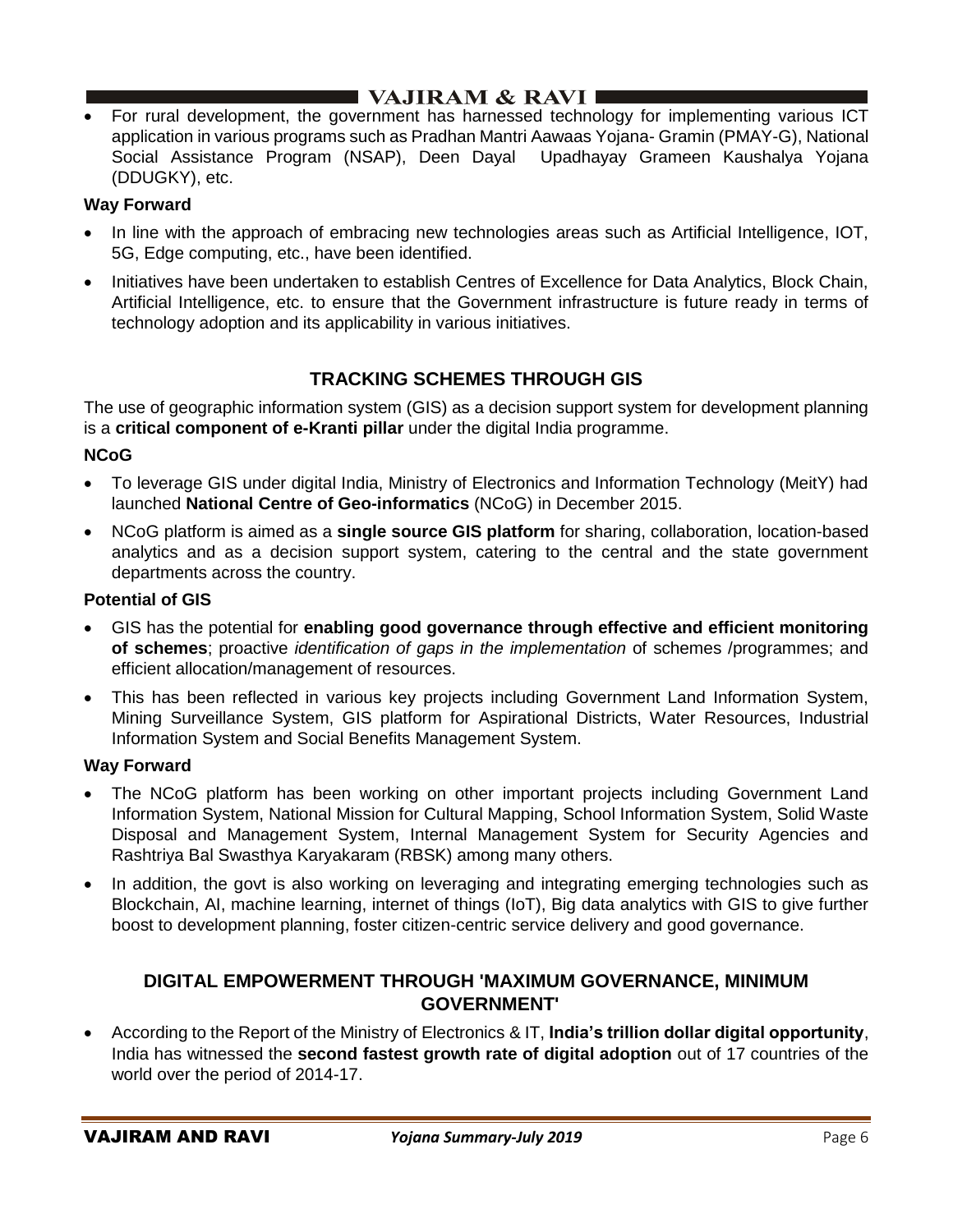- For rural development, the government has harnessed technology for implementing various ICT application in various programs such as Pradhan Mantri Aawaas Yojana- Gramin (PMAY-G), National Social Assistance Program (NSAP), Deen Dayal Upadhayay Grameen Kaushalya Yojana (DDUGKY), etc.

**Way Forward**

- In line with the approach of embracing new technologies areas such as Artificial Intelligence, IOT, 5G, Edge computing, etc., have been identified.
- Initiatives have been undertaken to establish Centres of Excellence for Data Analytics, Block Chain, Artificial Intelligence, etc. to ensure that the Government infrastructure is future ready in terms of technology adoption and its applicability in various initiatives.

## TRACKING SCHEMES THROUGH GIS

The use of geographic information system (GIS) as a decision support system for development planning is a **critical component of e-Kranti pillar** under the digital India programme.

**NCoG**

- To leverage GIS under digital India, Ministry of Electronics and Information Technology (MeitY) had launched **National Centre of Geo-informatics** (NCoG) in December 2015.
- NCoG platform is aimed as a **single source GIS platform** for sharing, collaboration, location-based analytics and as a decision support system, catering to the central and the state government departments across the country.

**Potential of GIS**

- GIS has the potential for **enabling good governance through effective and efficient monitoring of schemes**; proactive *identification of gaps in the implementation* of schemes /programmes; and efficient allocation/management of resources.
- This has been reflected in various key projects including Government Land Information System, Mining Surveillance System, GIS platform for Aspirational Districts, Water Resources, Industrial Information System and Social Benefits Management System.

**Way Forward**

- The NCoG platform has been working on other important projects including Government Land Information System, National Mission for Cultural Mapping, School Information System, Solid Waste Disposal and Management System, Internal Management System for Security Agencies and Rashtriya Bal Swasthya Karyakaram (RBSK) among many others.
- In addition, the govt is also working on leveraging and integrating emerging technologies such as Blockchain, AI, machine learning, internet of things (IoT), Big data analytics with GIS to give further boost to development planning, foster citizen-centric service delivery and good governance.

## DIGITAL EMPOWERMENT THROUGH 'MAXIMUM GOVERNANCE, MINIMUM GOVERNMENT'

- According to the Report of the Ministry of Electronics & IT, **India's trillion dollar digital opportunity**, India has witnessed the **second fastest growth rate of digital adoption** out of 17 countries of the world over the period of 2014-17.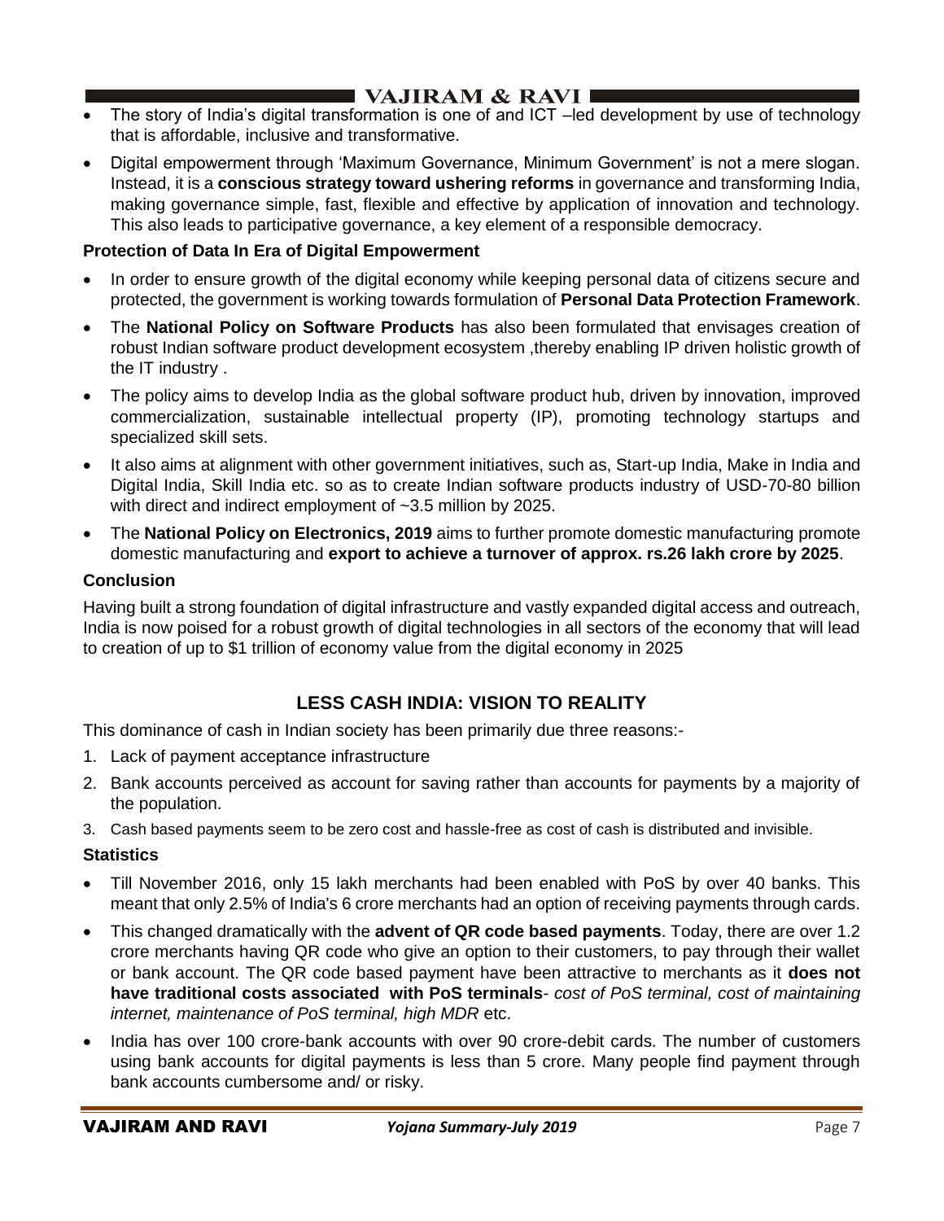- The story of India's digital transformation is one of and ICT –led development by use of technology that is affordable, inclusive and transformative.
- Digital empowerment through 'Maximum Governance, Minimum Government' is not a mere slogan. Instead, it is a **conscious strategy toward ushering reforms** in governance and transforming India, making governance simple, fast, flexible and effective by application of innovation and technology. This also leads to participative governance, a key element of a responsible democracy.

**Protection of Data In Era of Digital Empowerment**

- In order to ensure growth of the digital economy while keeping personal data of citizens secure and protected, the government is working towards formulation of **Personal Data Protection Framework**.
- The **National Policy on Software Products** has also been formulated that envisages creation of robust Indian software product development ecosystem ,thereby enabling IP driven holistic growth of the IT industry .
- The policy aims to develop India as the global software product hub, driven by innovation, improved commercialization, sustainable intellectual property (IP), promoting technology startups and specialized skill sets.
- It also aims at alignment with other government initiatives, such as, Start-up India, Make in India and Digital India, Skill India etc. so as to create Indian software products industry of USD-70-80 billion with direct and indirect employment of ~3.5 million by 2025.
- The **National Policy on Electronics, 2019** aims to further promote domestic manufacturing promote domestic manufacturing and **export to achieve a turnover of approx. rs.26 lakh crore by 2025**.

**Conclusion**

Having built a strong foundation of digital infrastructure and vastly expanded digital access and outreach, India is now poised for a robust growth of digital technologies in all sectors of the economy that will lead to creation of up to $1 trillion of economy value from the digital economy in 2025

## LESS CASH INDIA: VISION TO REALITY

This dominance of cash in Indian society has been primarily due three reasons:-

1. Lack of payment acceptance infrastructure
2. Bank accounts perceived as account for saving rather than accounts for payments by a majority of the population.
3. Cash based payments seem to be zero cost and hassle-free as cost of cash is distributed and invisible.

**Statistics**

- Till November 2016, only 15 lakh merchants had been enabled with PoS by over 40 banks. This meant that only 2.5% of India's 6 crore merchants had an option of receiving payments through cards.
- This changed dramatically with the **advent of QR code based payments**. Today, there are over 1.2 crore merchants having QR code who give an option to their customers, to pay through their wallet or bank account. The QR code based payment have been attractive to merchants as it **does not have traditional costs associated with PoS terminals**- *cost of PoS terminal, cost of maintaining internet, maintenance of PoS terminal, high MDR* etc.
- India has over 100 crore-bank accounts with over 90 crore-debit cards. The number of customers using bank accounts for digital payments is less than 5 crore. Many people find payment through bank accounts cumbersome and/ or risky.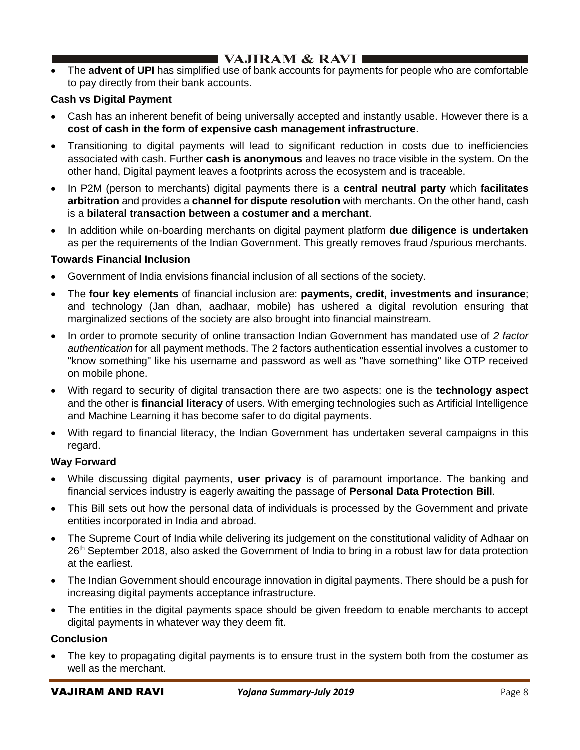- The **advent of UPI** has simplified use of bank accounts for payments for people who are comfortable to pay directly from their bank accounts.

**Cash vs Digital Payment**

- Cash has an inherent benefit of being universally accepted and instantly usable. However there is a **cost of cash in the form of expensive cash management infrastructure**.
- Transitioning to digital payments will lead to significant reduction in costs due to inefficiencies associated with cash. Further **cash is anonymous** and leaves no trace visible in the system. On the other hand, Digital payment leaves a footprints across the ecosystem and is traceable.
- In P2M (person to merchants) digital payments there is a **central neutral party** which **facilitates arbitration** and provides a **channel for dispute resolution** with merchants. On the other hand, cash is a **bilateral transaction between a costumer and a merchant**.
- In addition while on-boarding merchants on digital payment platform **due diligence is undertaken** as per the requirements of the Indian Government. This greatly removes fraud /spurious merchants.

**Towards Financial Inclusion**

- Government of India envisions financial inclusion of all sections of the society.
- The **four key elements** of financial inclusion are: **payments, credit, investments and insurance**; and technology (Jan dhan, aadhaar, mobile) has ushered a digital revolution ensuring that marginalized sections of the society are also brought into financial mainstream.
- In order to promote security of online transaction Indian Government has mandated use of *2 factor authentication* for all payment methods. The 2 factors authentication essential involves a customer to "know something" like his username and password as well as "have something" like OTP received on mobile phone.
- With regard to security of digital transaction there are two aspects: one is the **technology aspect** and the other is **financial literacy** of users. With emerging technologies such as Artificial Intelligence and Machine Learning it has become safer to do digital payments.
- With regard to financial literacy, the Indian Government has undertaken several campaigns in this regard.

**Way Forward**

- While discussing digital payments, **user privacy** is of paramount importance. The banking and financial services industry is eagerly awaiting the passage of **Personal Data Protection Bill**.
- This Bill sets out how the personal data of individuals is processed by the Government and private entities incorporated in India and abroad.
- The Supreme Court of India while delivering its judgement on the constitutional validity of Adhaar on 26th September 2018, also asked the Government of India to bring in a robust law for data protection at the earliest.
- The Indian Government should encourage innovation in digital payments. There should be a push for increasing digital payments acceptance infrastructure.
- The entities in the digital payments space should be given freedom to enable merchants to accept digital payments in whatever way they deem fit.

**Conclusion**

- The key to propagating digital payments is to ensure trust in the system both from the costumer as well as the merchant.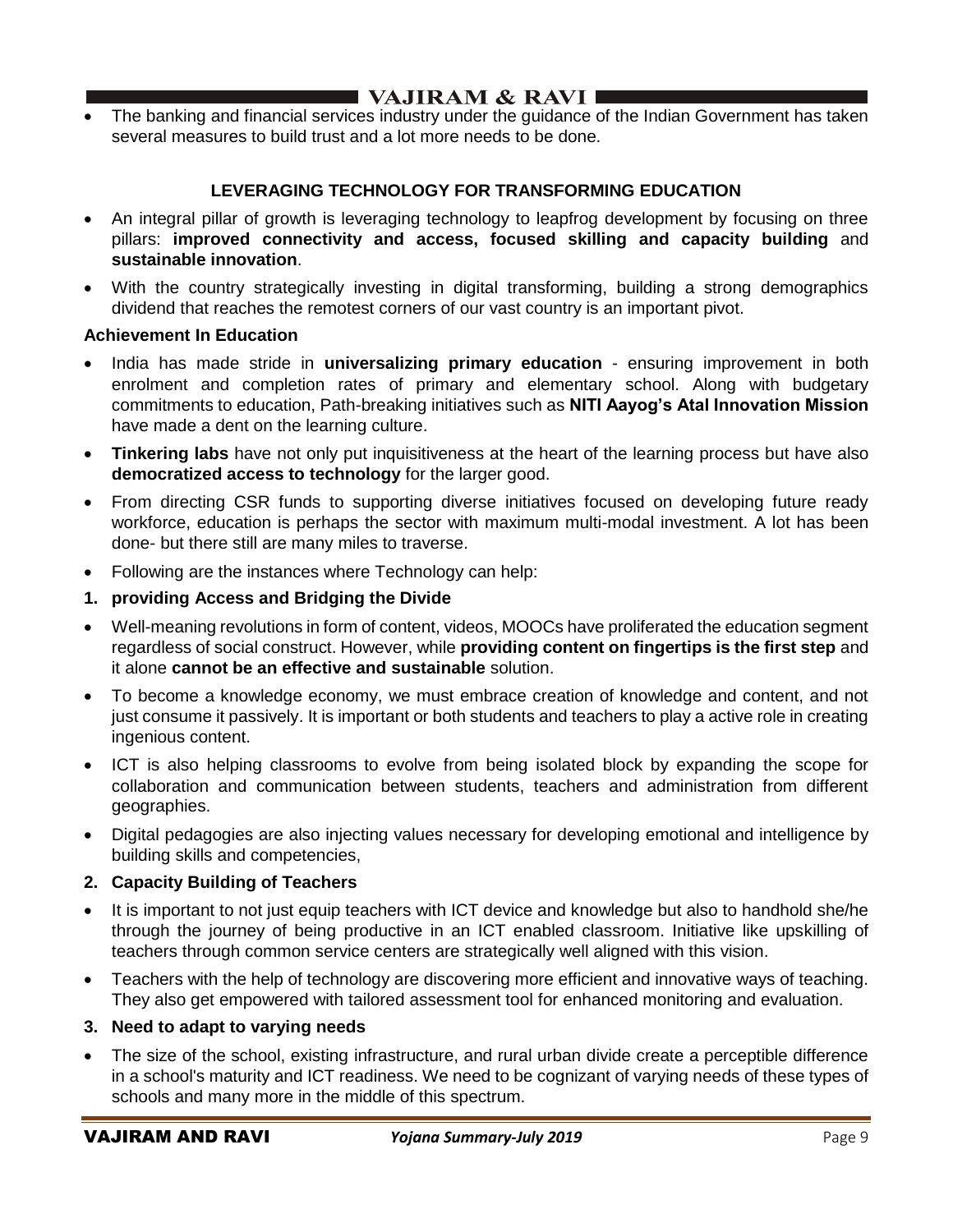- The banking and financial services industry under the guidance of the Indian Government has taken several measures to build trust and a lot more needs to be done.

## LEVERAGING TECHNOLOGY FOR TRANSFORMING EDUCATION

- An integral pillar of growth is leveraging technology to leapfrog development by focusing on three pillars: **improved connectivity and access, focused skilling and capacity building** and **sustainable innovation**.
- With the country strategically investing in digital transforming, building a strong demographics dividend that reaches the remotest corners of our vast country is an important pivot.

### Achievement In Education

- India has made stride in **universalizing primary education** - ensuring improvement in both enrolment and completion rates of primary and elementary school. Along with budgetary commitments to education, Path-breaking initiatives such as **NITI Aayog's Atal Innovation Mission** have made a dent on the learning culture.
- **Tinkering labs** have not only put inquisitiveness at the heart of the learning process but have also **democratized access to technology** for the larger good.
- From directing CSR funds to supporting diverse initiatives focused on developing future ready workforce, education is perhaps the sector with maximum multi-modal investment. A lot has been done- but there still are many miles to traverse.
- Following are the instances where Technology can help:

1. **providing Access and Bridging the Divide**

- Well-meaning revolutions in form of content, videos, MOOCs have proliferated the education segment regardless of social construct. However, while **providing content on fingertips is the first step** and it alone **cannot be an effective and sustainable** solution.
- To become a knowledge economy, we must embrace creation of knowledge and content, and not just consume it passively. It is important or both students and teachers to play a active role in creating ingenious content.
- ICT is also helping classrooms to evolve from being isolated block by expanding the scope for collaboration and communication between students, teachers and administration from different geographies.
- Digital pedagogies are also injecting values necessary for developing emotional and intelligence by building skills and competencies,

2. **Capacity Building of Teachers**

- It is important to not just equip teachers with ICT device and knowledge but also to handhold she/he through the journey of being productive in an ICT enabled classroom. Initiative like upskilling of teachers through common service centers are strategically well aligned with this vision.
- Teachers with the help of technology are discovering more efficient and innovative ways of teaching. They also get empowered with tailored assessment tool for enhanced monitoring and evaluation.

3. **Need to adapt to varying needs**

- The size of the school, existing infrastructure, and rural urban divide create a perceptible difference in a school's maturity and ICT readiness. We need to be cognizant of varying needs of these types of schools and many more in the middle of this spectrum.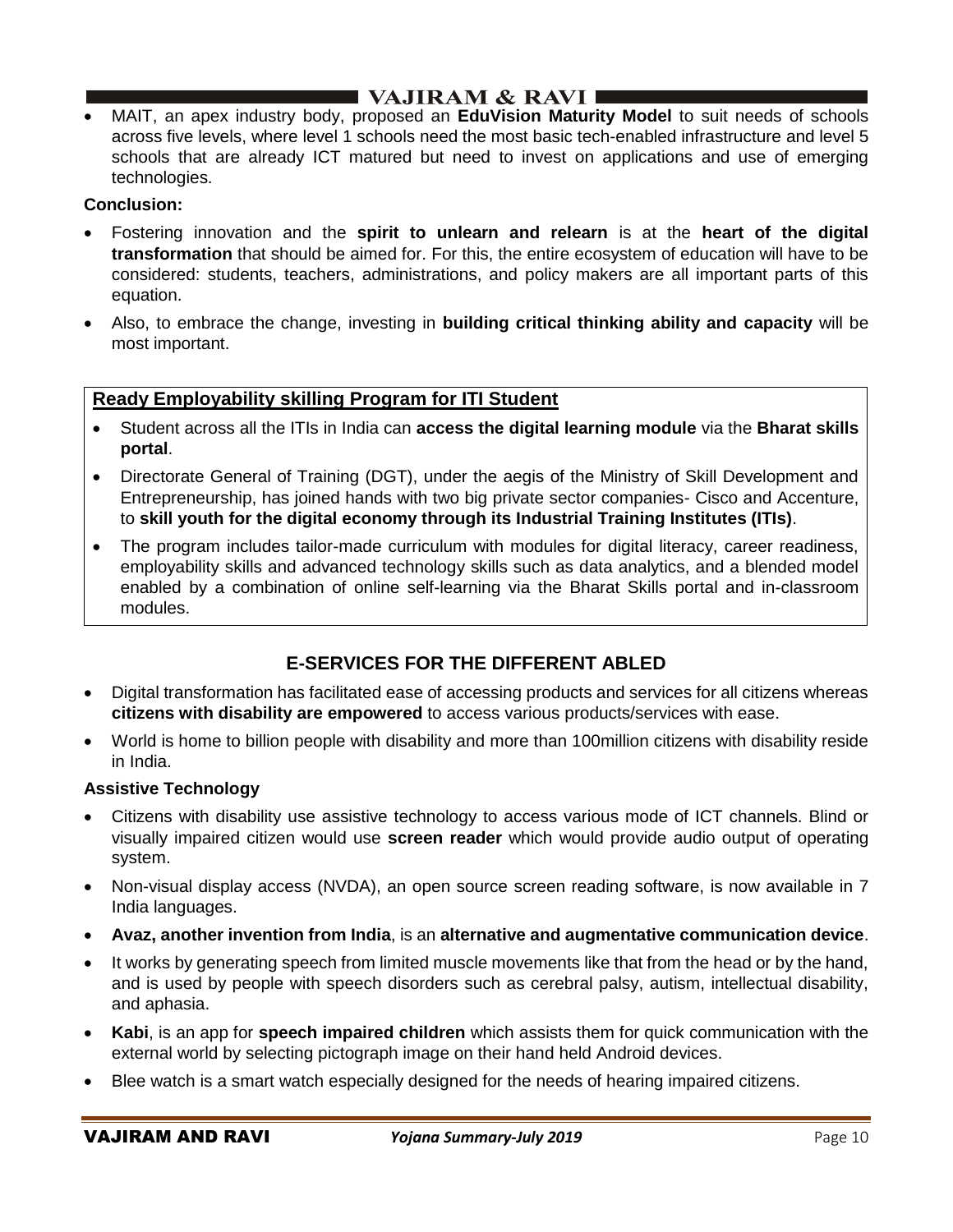- MAIT, an apex industry body, proposed an **EduVision Maturity Model** to suit needs of schools across five levels, where level 1 schools need the most basic tech-enabled infrastructure and level 5 schools that are already ICT matured but need to invest on applications and use of emerging technologies.

**Conclusion:**

- Fostering innovation and the **spirit to unlearn and relearn** is at the **heart of the digital transformation** that should be aimed for. For this, the entire ecosystem of education will have to be considered: students, teachers, administrations, and policy makers are all important parts of this equation.
- Also, to embrace the change, investing in **building critical thinking ability and capacity** will be most important.

**Ready Employability skilling Program for ITI Student**

- Student across all the ITIs in India can **access the digital learning module** via the **Bharat skills portal**.
- Directorate General of Training (DGT), under the aegis of the Ministry of Skill Development and Entrepreneurship, has joined hands with two big private sector companies- Cisco and Accenture, to **skill youth for the digital economy through its Industrial Training Institutes (ITIs)**.
- The program includes tailor-made curriculum with modules for digital literacy, career readiness, employability skills and advanced technology skills such as data analytics, and a blended model enabled by a combination of online self-learning via the Bharat Skills portal and in-classroom modules.

## E-SERVICES FOR THE DIFFERENT ABLED

- Digital transformation has facilitated ease of accessing products and services for all citizens whereas **citizens with disability are empowered** to access various products/services with ease.
- World is home to billion people with disability and more than 100million citizens with disability reside in India.

**Assistive Technology**

- Citizens with disability use assistive technology to access various mode of ICT channels. Blind or visually impaired citizen would use **screen reader** which would provide audio output of operating system.
- Non-visual display access (NVDA), an open source screen reading software, is now available in 7 India languages.
- **Avaz, another invention from India**, is an **alternative and augmentative communication device**.
- It works by generating speech from limited muscle movements like that from the head or by the hand, and is used by people with speech disorders such as cerebral palsy, autism, intellectual disability, and aphasia.
- **Kabi**, is an app for **speech impaired children** which assists them for quick communication with the external world by selecting pictograph image on their hand held Android devices.
- Blee watch is a smart watch especially designed for the needs of hearing impaired citizens.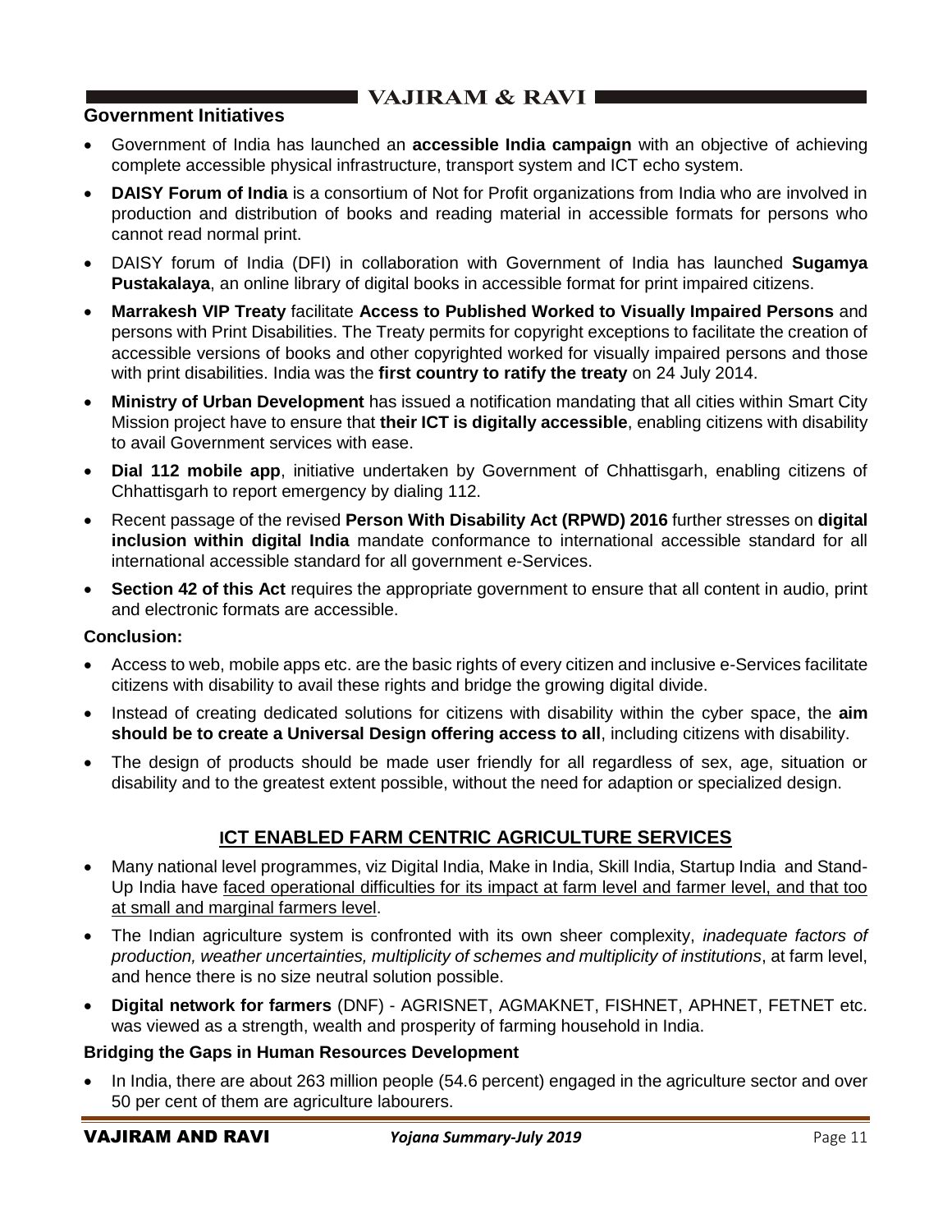### Government Initiatives

- Government of India has launched an **accessible India campaign** with an objective of achieving complete accessible physical infrastructure, transport system and ICT echo system.
- **DAISY Forum of India** is a consortium of Not for Profit organizations from India who are involved in production and distribution of books and reading material in accessible formats for persons who cannot read normal print.
- DAISY forum of India (DFI) in collaboration with Government of India has launched **Sugamya Pustakalaya**, an online library of digital books in accessible format for print impaired citizens.
- **Marrakesh VIP Treaty** facilitate **Access to Published Worked to Visually Impaired Persons** and persons with Print Disabilities. The Treaty permits for copyright exceptions to facilitate the creation of accessible versions of books and other copyrighted worked for visually impaired persons and those with print disabilities. India was the **first country to ratify the treaty** on 24 July 2014.
- **Ministry of Urban Development** has issued a notification mandating that all cities within Smart City Mission project have to ensure that **their ICT is digitally accessible**, enabling citizens with disability to avail Government services with ease.
- **Dial 112 mobile app**, initiative undertaken by Government of Chhattisgarh, enabling citizens of Chhattisgarh to report emergency by dialing 112.
- Recent passage of the revised **Person With Disability Act (RPWD) 2016** further stresses on **digital inclusion within digital India** mandate conformance to international accessible standard for all international accessible standard for all government e-Services.
- **Section 42 of this Act** requires the appropriate government to ensure that all content in audio, print and electronic formats are accessible.

### Conclusion:

- Access to web, mobile apps etc. are the basic rights of every citizen and inclusive e-Services facilitate citizens with disability to avail these rights and bridge the growing digital divide.
- Instead of creating dedicated solutions for citizens with disability within the cyber space, the **aim should be to create a Universal Design offering access to all**, including citizens with disability.
- The design of products should be made user friendly for all regardless of sex, age, situation or disability and to the greatest extent possible, without the need for adaption or specialized design.

## ICT ENABLED FARM CENTRIC AGRICULTURE SERVICES

- Many national level programmes, viz Digital India, Make in India, Skill India, Startup India and Stand-Up India have faced operational difficulties for its impact at farm level and farmer level, and that too at small and marginal farmers level.
- The Indian agriculture system is confronted with its own sheer complexity, *inadequate factors of production, weather uncertainties, multiplicity of schemes and multiplicity of institutions*, at farm level, and hence there is no size neutral solution possible.
- **Digital network for farmers** (DNF) - AGRISNET, AGMAKNET, FISHNET, APHNET, FETNET etc. was viewed as a strength, wealth and prosperity of farming household in India.

### Bridging the Gaps in Human Resources Development

- In India, there are about 263 million people (54.6 percent) engaged in the agriculture sector and over 50 per cent of them are agriculture labourers.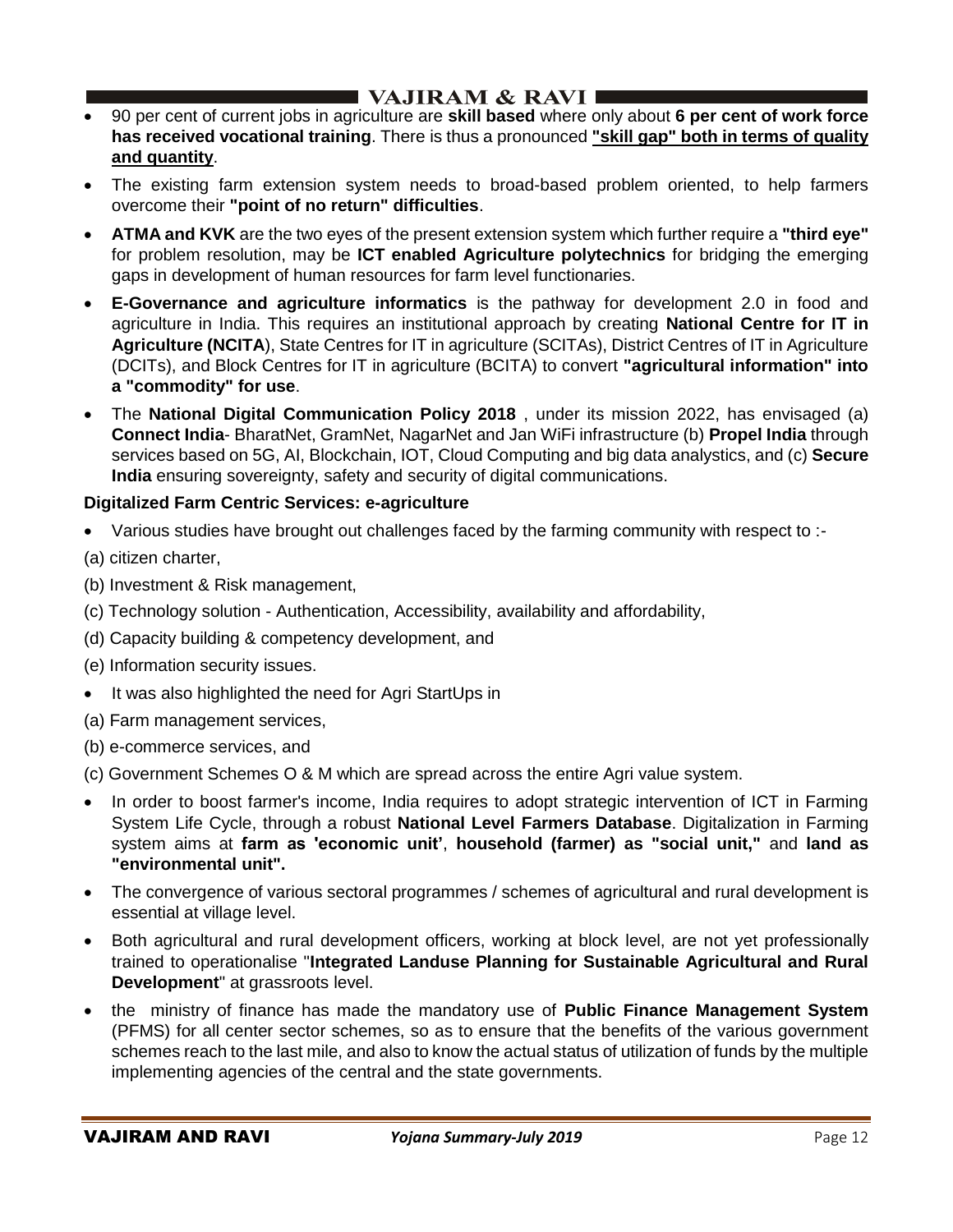- 90 per cent of current jobs in agriculture are **skill based** where only about **6 per cent of work force has received vocational training**. There is thus a pronounced **"skill gap" both in terms of quality and quantity**.
- The existing farm extension system needs to broad-based problem oriented, to help farmers overcome their **"point of no return" difficulties**.
- **ATMA and KVK** are the two eyes of the present extension system which further require a **"third eye"** for problem resolution, may be **ICT enabled Agriculture polytechnics** for bridging the emerging gaps in development of human resources for farm level functionaries.
- **E-Governance and agriculture informatics** is the pathway for development 2.0 in food and agriculture in India. This requires an institutional approach by creating **National Centre for IT in Agriculture (NCITA**), State Centres for IT in agriculture (SCITAs), District Centres of IT in Agriculture (DCITs), and Block Centres for IT in agriculture (BCITA) to convert **"agricultural information" into a "commodity" for use**.
- The **National Digital Communication Policy 2018** , under its mission 2022, has envisaged (a) **Connect India**- BharatNet, GramNet, NagarNet and Jan WiFi infrastructure (b) **Propel India** through services based on 5G, AI, Blockchain, IOT, Cloud Computing and big data analystics, and (c) **Secure India** ensuring sovereignty, safety and security of digital communications.

**Digitalized Farm Centric Services: e-agriculture**

- Various studies have brought out challenges faced by the farming community with respect to :-

(a) citizen charter,

(b) Investment & Risk management,

(c) Technology solution - Authentication, Accessibility, availability and affordability,

(d) Capacity building & competency development, and

(e) Information security issues.

- It was also highlighted the need for Agri StartUps in

(a) Farm management services,

(b) e-commerce services, and

(c) Government Schemes O & M which are spread across the entire Agri value system.

- In order to boost farmer's income, India requires to adopt strategic intervention of ICT in Farming System Life Cycle, through a robust **National Level Farmers Database**. Digitalization in Farming system aims at **farm as 'economic unit'**, **household (farmer) as "social unit,"** and **land as "environmental unit".**
- The convergence of various sectoral programmes / schemes of agricultural and rural development is essential at village level.
- Both agricultural and rural development officers, working at block level, are not yet professionally trained to operationalise "**Integrated Landuse Planning for Sustainable Agricultural and Rural Development**" at grassroots level.
- the ministry of finance has made the mandatory use of **Public Finance Management System** (PFMS) for all center sector schemes, so as to ensure that the benefits of the various government schemes reach to the last mile, and also to know the actual status of utilization of funds by the multiple implementing agencies of the central and the state governments.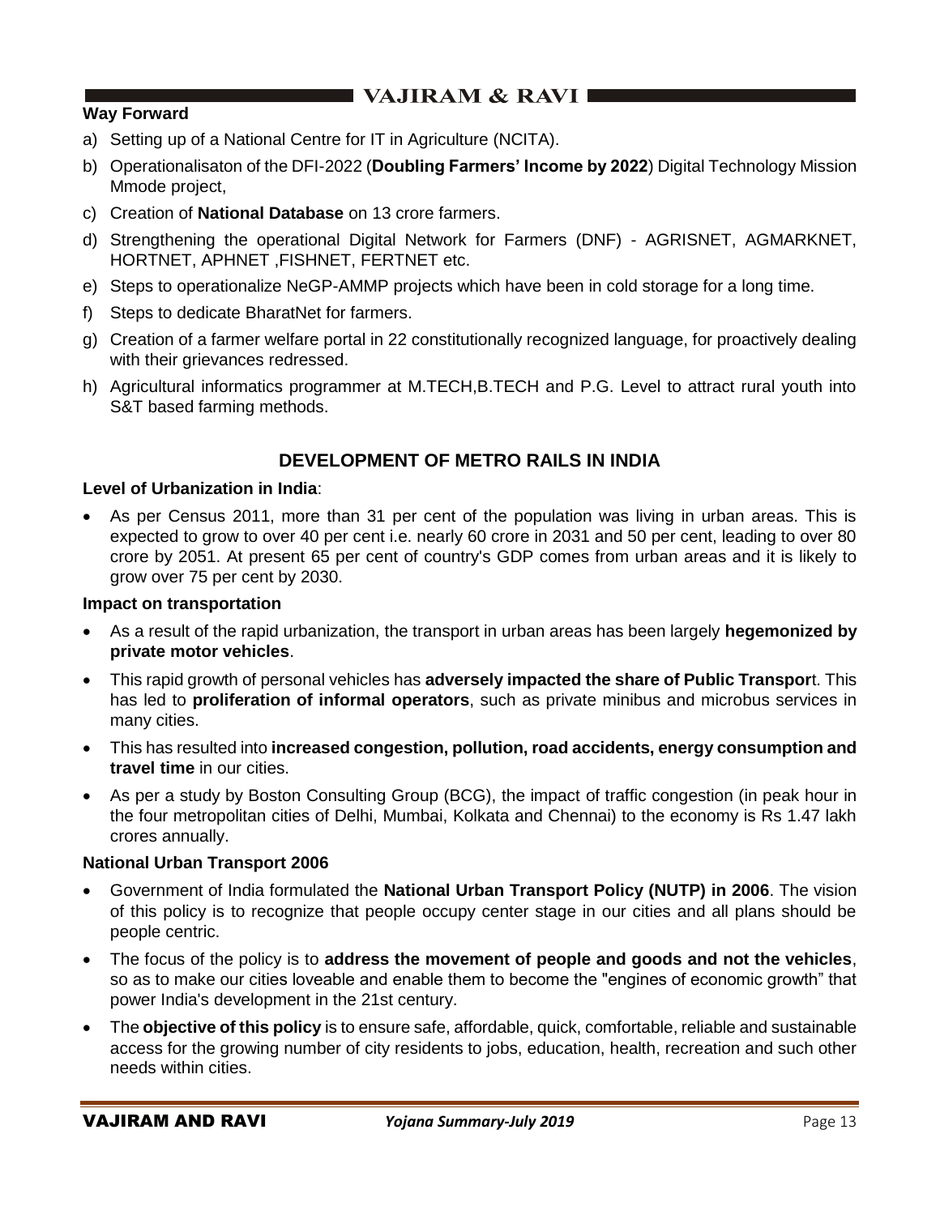**Way Forward**

a) Setting up of a National Centre for IT in Agriculture (NCITA).

b) Operationalisaton of the DFI-2022 (**Doubling Farmers' Income by 2022**) Digital Technology Mission Mmode project,

c) Creation of **National Database** on 13 crore farmers.

d) Strengthening the operational Digital Network for Farmers (DNF) - AGRISNET, AGMARKNET, HORTNET, APHNET ,FISHNET, FERTNET etc.

e) Steps to operationalize NeGP-AMMP projects which have been in cold storage for a long time.

f) Steps to dedicate BharatNet for farmers.

g) Creation of a farmer welfare portal in 22 constitutionally recognized language, for proactively dealing with their grievances redressed.

h) Agricultural informatics programmer at M.TECH,B.TECH and P.G. Level to attract rural youth into S&T based farming methods.

## DEVELOPMENT OF METRO RAILS IN INDIA

**Level of Urbanization in India**:

- As per Census 2011, more than 31 per cent of the population was living in urban areas. This is expected to grow to over 40 per cent i.e. nearly 60 crore in 2031 and 50 per cent, leading to over 80 crore by 2051. At present 65 per cent of country's GDP comes from urban areas and it is likely to grow over 75 per cent by 2030.

**Impact on transportation**

- As a result of the rapid urbanization, the transport in urban areas has been largely **hegemonized by private motor vehicles**.
- This rapid growth of personal vehicles has **adversely impacted the share of Public Transpor**t. This has led to **proliferation of informal operators**, such as private minibus and microbus services in many cities.
- This has resulted into **increased congestion, pollution, road accidents, energy consumption and travel time** in our cities.
- As per a study by Boston Consulting Group (BCG), the impact of traffic congestion (in peak hour in the four metropolitan cities of Delhi, Mumbai, Kolkata and Chennai) to the economy is Rs 1.47 lakh crores annually.

**National Urban Transport 2006**

- Government of India formulated the **National Urban Transport Policy (NUTP) in 2006**. The vision of this policy is to recognize that people occupy center stage in our cities and all plans should be people centric.
- The focus of the policy is to **address the movement of people and goods and not the vehicles**, so as to make our cities loveable and enable them to become the "engines of economic growth" that power India's development in the 21st century.
- The **objective of this policy** is to ensure safe, affordable, quick, comfortable, reliable and sustainable access for the growing number of city residents to jobs, education, health, recreation and such other needs within cities.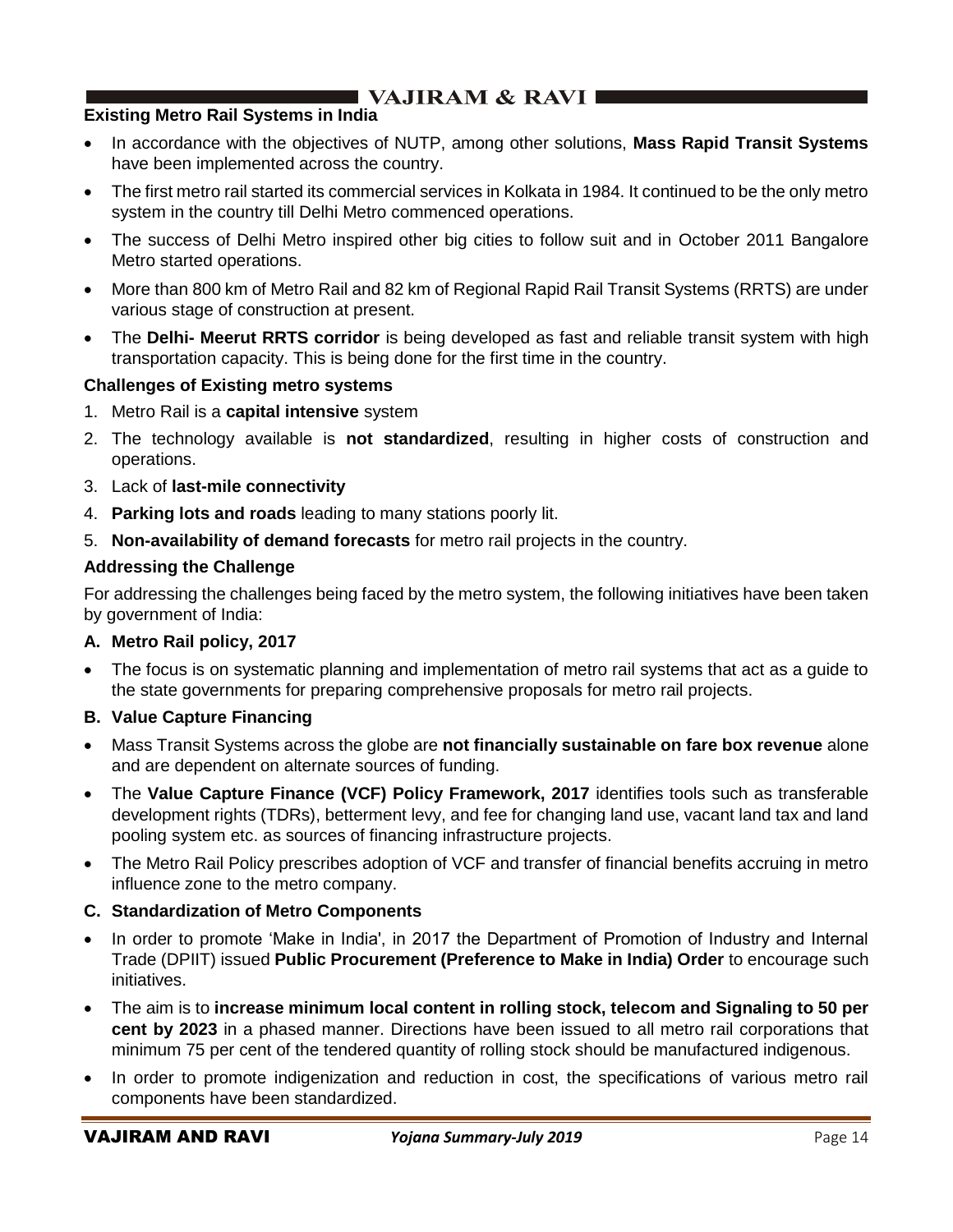### Existing Metro Rail Systems in India

- In accordance with the objectives of NUTP, among other solutions, **Mass Rapid Transit Systems** have been implemented across the country.
- The first metro rail started its commercial services in Kolkata in 1984. It continued to be the only metro system in the country till Delhi Metro commenced operations.
- The success of Delhi Metro inspired other big cities to follow suit and in October 2011 Bangalore Metro started operations.
- More than 800 km of Metro Rail and 82 km of Regional Rapid Rail Transit Systems (RRTS) are under various stage of construction at present.
- The **Delhi- Meerut RRTS corridor** is being developed as fast and reliable transit system with high transportation capacity. This is being done for the first time in the country.

### Challenges of Existing metro systems

1. Metro Rail is a **capital intensive** system
2. The technology available is **not standardized**, resulting in higher costs of construction and operations.
3. Lack of **last-mile connectivity**
4. **Parking lots and roads** leading to many stations poorly lit.
5. **Non-availability of demand forecasts** for metro rail projects in the country.

### Addressing the Challenge

For addressing the challenges being faced by the metro system, the following initiatives have been taken by government of India:

#### A. Metro Rail policy, 2017

- The focus is on systematic planning and implementation of metro rail systems that act as a guide to the state governments for preparing comprehensive proposals for metro rail projects.

#### B. Value Capture Financing

- Mass Transit Systems across the globe are **not financially sustainable on fare box revenue** alone and are dependent on alternate sources of funding.
- The **Value Capture Finance (VCF) Policy Framework, 2017** identifies tools such as transferable development rights (TDRs), betterment levy, and fee for changing land use, vacant land tax and land pooling system etc. as sources of financing infrastructure projects.
- The Metro Rail Policy prescribes adoption of VCF and transfer of financial benefits accruing in metro influence zone to the metro company.

#### C. Standardization of Metro Components

- In order to promote 'Make in India', in 2017 the Department of Promotion of Industry and Internal Trade (DPIIT) issued **Public Procurement (Preference to Make in India) Order** to encourage such initiatives.
- The aim is to **increase minimum local content in rolling stock, telecom and Signaling to 50 per cent by 2023** in a phased manner. Directions have been issued to all metro rail corporations that minimum 75 per cent of the tendered quantity of rolling stock should be manufactured indigenous.
- In order to promote indigenization and reduction in cost, the specifications of various metro rail components have been standardized.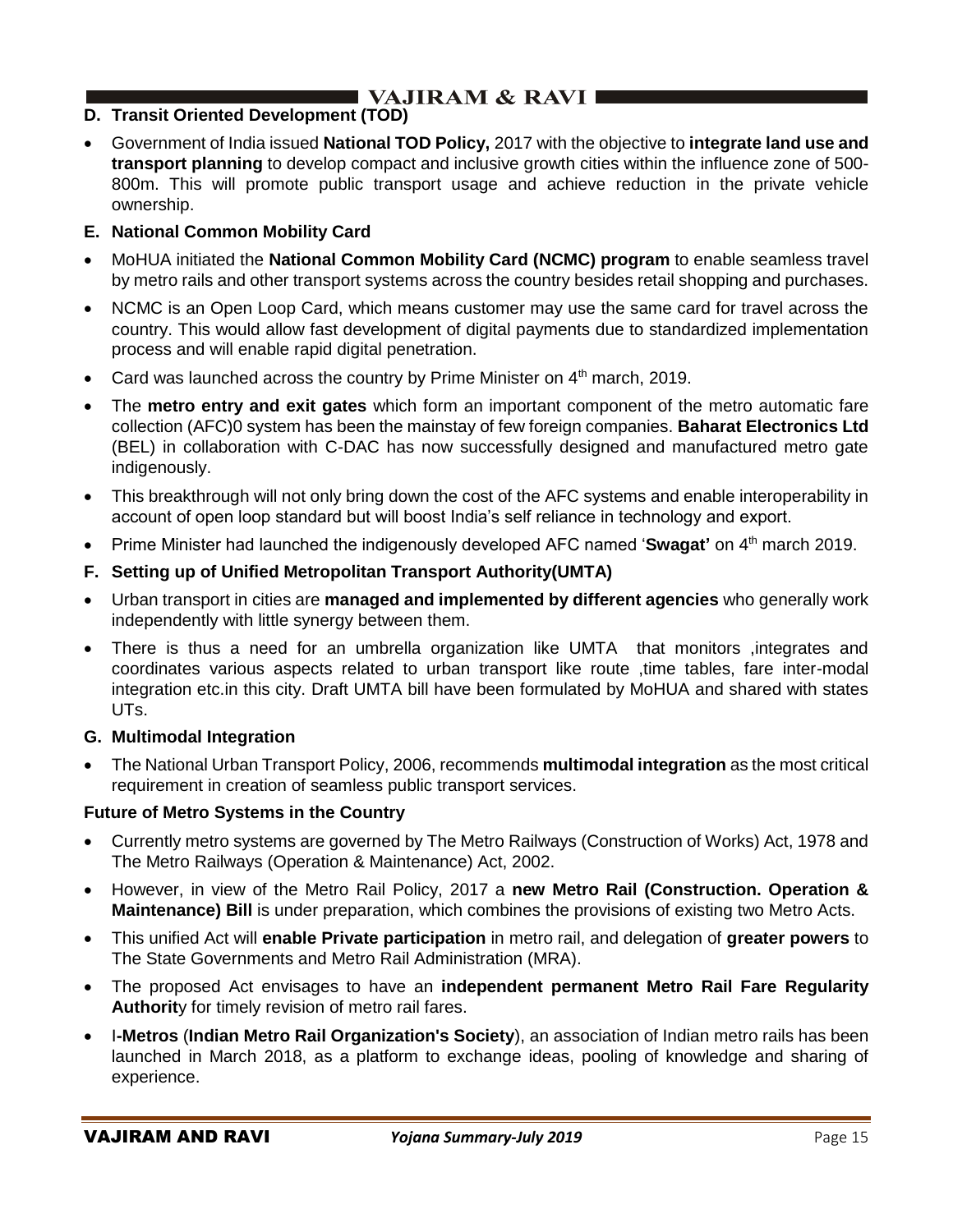**D. Transit Oriented Development (TOD)**

- Government of India issued **National TOD Policy,** 2017 with the objective to **integrate land use and transport planning** to develop compact and inclusive growth cities within the influence zone of 500-800m. This will promote public transport usage and achieve reduction in the private vehicle ownership.

**E. National Common Mobility Card**

- MoHUA initiated the **National Common Mobility Card (NCMC) program** to enable seamless travel by metro rails and other transport systems across the country besides retail shopping and purchases.
- NCMC is an Open Loop Card, which means customer may use the same card for travel across the country. This would allow fast development of digital payments due to standardized implementation process and will enable rapid digital penetration.
- Card was launched across the country by Prime Minister on 4th march, 2019.
- The **metro entry and exit gates** which form an important component of the metro automatic fare collection (AFC)0 system has been the mainstay of few foreign companies. **Baharat Electronics Ltd** (BEL) in collaboration with C-DAC has now successfully designed and manufactured metro gate indigenously.
- This breakthrough will not only bring down the cost of the AFC systems and enable interoperability in account of open loop standard but will boost India's self reliance in technology and export.
- Prime Minister had launched the indigenously developed AFC named '**Swagat'** on 4th march 2019.

**F. Setting up of Unified Metropolitan Transport Authority(UMTA)**

- Urban transport in cities are **managed and implemented by different agencies** who generally work independently with little synergy between them.
- There is thus a need for an umbrella organization like UMTA that monitors ,integrates and coordinates various aspects related to urban transport like route ,time tables, fare inter-modal integration etc.in this city. Draft UMTA bill have been formulated by MoHUA and shared with states UTs.

**G. Multimodal Integration**

- The National Urban Transport Policy, 2006, recommends **multimodal integration** as the most critical requirement in creation of seamless public transport services.

**Future of Metro Systems in the Country**

- Currently metro systems are governed by The Metro Railways (Construction of Works) Act, 1978 and The Metro Railways (Operation & Maintenance) Act, 2002.
- However, in view of the Metro Rail Policy, 2017 a **new Metro Rail (Construction. Operation & Maintenance) Bill** is under preparation, which combines the provisions of existing two Metro Acts.
- This unified Act will **enable Private participation** in metro rail, and delegation of **greater powers** to The State Governments and Metro Rail Administration (MRA).
- The proposed Act envisages to have an **independent permanent Metro Rail Fare Regularity Authorit**y for timely revision of metro rail fares.
- I**-Metros** (**Indian Metro Rail Organization's Society**), an association of Indian metro rails has been launched in March 2018, as a platform to exchange ideas, pooling of knowledge and sharing of experience.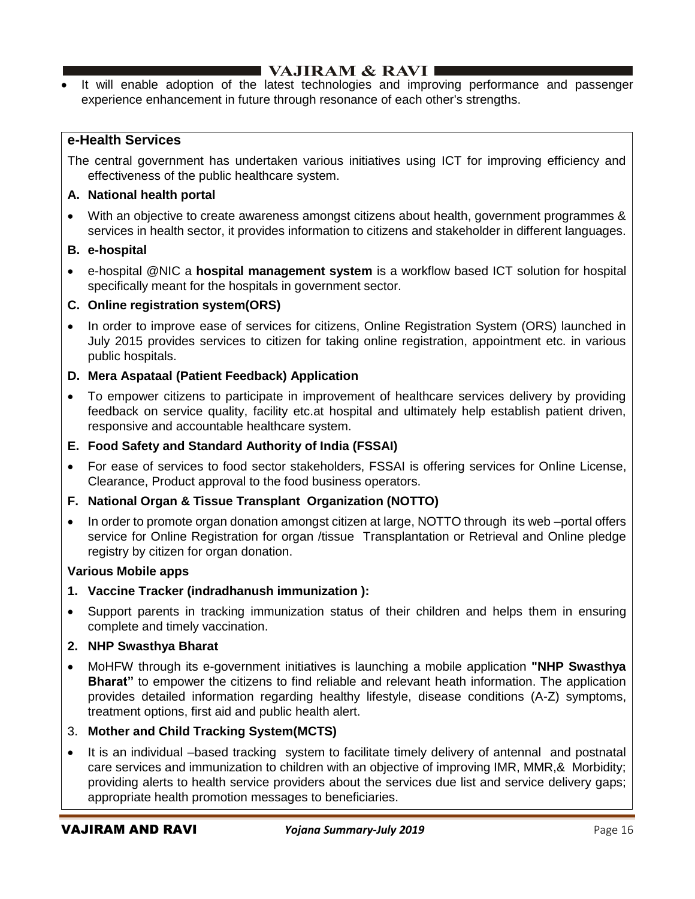- It will enable adoption of the latest technologies and improving performance and passenger experience enhancement in future through resonance of each other's strengths.

## e-Health Services

The central government has undertaken various initiatives using ICT for improving efficiency and effectiveness of the public healthcare system.

### A. National health portal

- With an objective to create awareness amongst citizens about health, government programmes & services in health sector, it provides information to citizens and stakeholder in different languages.

### B. e-hospital

- e-hospital @NIC a **hospital management system** is a workflow based ICT solution for hospital specifically meant for the hospitals in government sector.

### C. Online registration system(ORS)

- In order to improve ease of services for citizens, Online Registration System (ORS) launched in July 2015 provides services to citizen for taking online registration, appointment etc. in various public hospitals.

### D. Mera Aspataal (Patient Feedback) Application

- To empower citizens to participate in improvement of healthcare services delivery by providing feedback on service quality, facility etc.at hospital and ultimately help establish patient driven, responsive and accountable healthcare system.

### E. Food Safety and Standard Authority of India (FSSAI)

- For ease of services to food sector stakeholders, FSSAI is offering services for Online License, Clearance, Product approval to the food business operators.

### F. National Organ & Tissue Transplant Organization (NOTTO)

- In order to promote organ donation amongst citizen at large, NOTTO through its web –portal offers service for Online Registration for organ /tissue Transplantation or Retrieval and Online pledge registry by citizen for organ donation.

### Various Mobile apps

**1. Vaccine Tracker (indradhanush immunization ):**

- Support parents in tracking immunization status of their children and helps them in ensuring complete and timely vaccination.

**2. NHP Swasthya Bharat**

- MoHFW through its e-government initiatives is launching a mobile application **"NHP Swasthya Bharat"** to empower the citizens to find reliable and relevant heath information. The application provides detailed information regarding healthy lifestyle, disease conditions (A-Z) symptoms, treatment options, first aid and public health alert.

3. **Mother and Child Tracking System(MCTS)**

- It is an individual –based tracking system to facilitate timely delivery of antennal and postnatal care services and immunization to children with an objective of improving IMR, MMR,& Morbidity; providing alerts to health service providers about the services due list and service delivery gaps; appropriate health promotion messages to beneficiaries.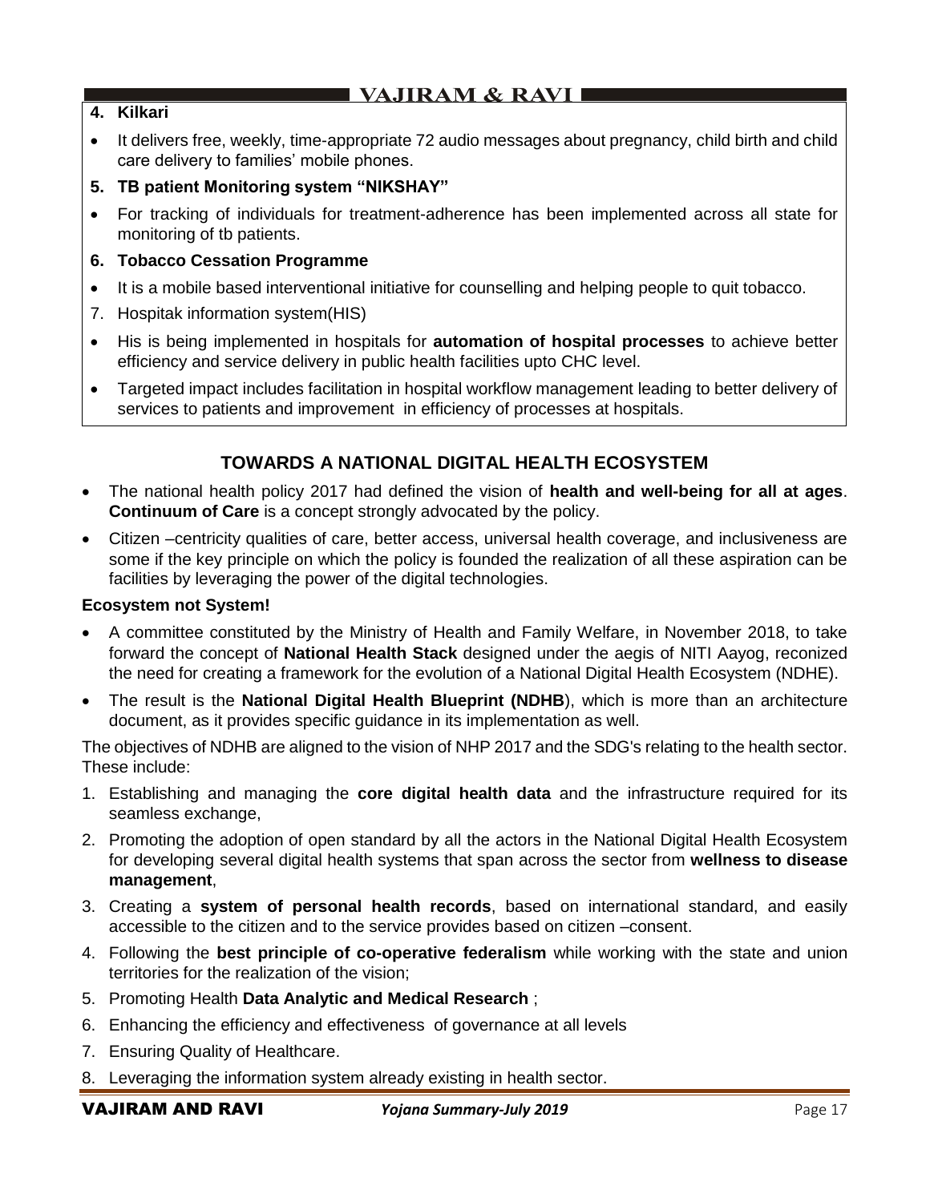**4. Kilkari**

- It delivers free, weekly, time-appropriate 72 audio messages about pregnancy, child birth and child care delivery to families' mobile phones.

**5. TB patient Monitoring system "NIKSHAY"**

- For tracking of individuals for treatment-adherence has been implemented across all state for monitoring of tb patients.

**6. Tobacco Cessation Programme**

- It is a mobile based interventional initiative for counselling and helping people to quit tobacco.

7. Hospitak information system(HIS)

- His is being implemented in hospitals for **automation of hospital processes** to achieve better efficiency and service delivery in public health facilities upto CHC level.
- Targeted impact includes facilitation in hospital workflow management leading to better delivery of services to patients and improvement in efficiency of processes at hospitals.

## TOWARDS A NATIONAL DIGITAL HEALTH ECOSYSTEM

- The national health policy 2017 had defined the vision of **health and well-being for all at ages**. **Continuum of Care** is a concept strongly advocated by the policy.
- Citizen –centricity qualities of care, better access, universal health coverage, and inclusiveness are some if the key principle on which the policy is founded the realization of all these aspiration can be facilities by leveraging the power of the digital technologies.

**Ecosystem not System!**

- A committee constituted by the Ministry of Health and Family Welfare, in November 2018, to take forward the concept of **National Health Stack** designed under the aegis of NITI Aayog, reconized the need for creating a framework for the evolution of a National Digital Health Ecosystem (NDHE).
- The result is the **National Digital Health Blueprint (NDHB**), which is more than an architecture document, as it provides specific guidance in its implementation as well.

The objectives of NDHB are aligned to the vision of NHP 2017 and the SDG's relating to the health sector. These include:

1. Establishing and managing the **core digital health data** and the infrastructure required for its seamless exchange,
2. Promoting the adoption of open standard by all the actors in the National Digital Health Ecosystem for developing several digital health systems that span across the sector from **wellness to disease management**,
3. Creating a **system of personal health records**, based on international standard, and easily accessible to the citizen and to the service provides based on citizen –consent.
4. Following the **best principle of co-operative federalism** while working with the state and union territories for the realization of the vision;
5. Promoting Health **Data Analytic and Medical Research** ;
6. Enhancing the efficiency and effectiveness of governance at all levels
7. Ensuring Quality of Healthcare.
8. Leveraging the information system already existing in health sector.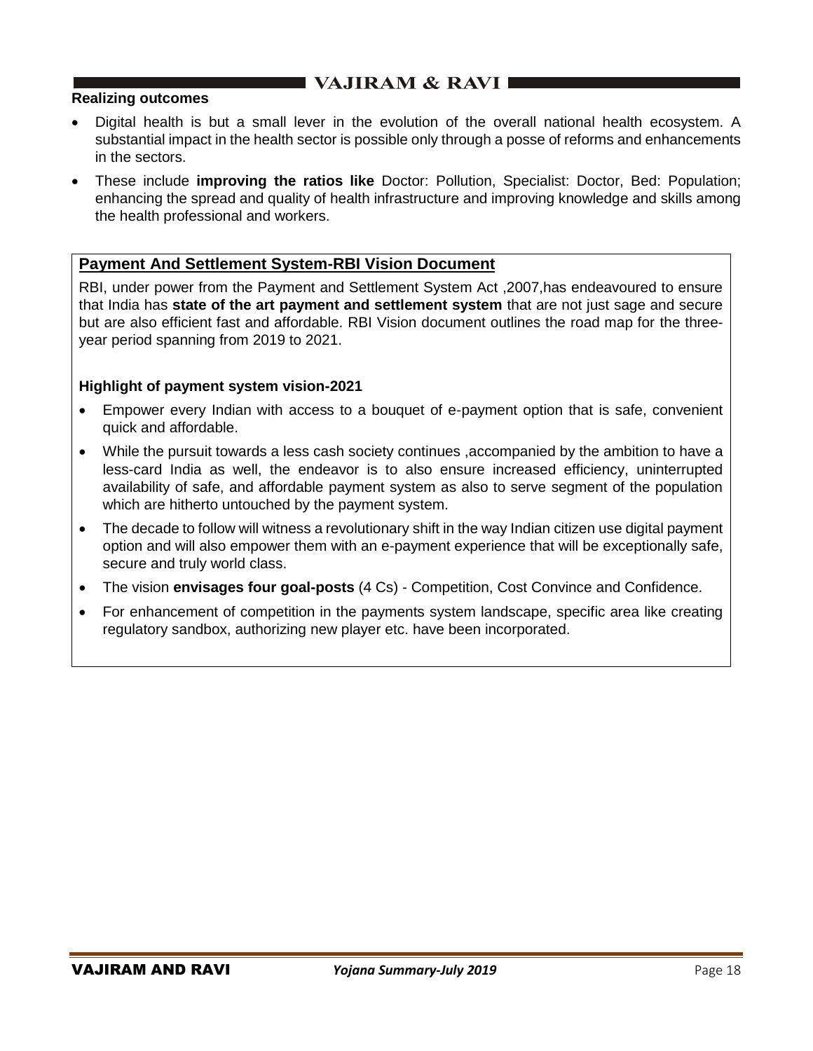**Realizing outcomes**

- Digital health is but a small lever in the evolution of the overall national health ecosystem. A substantial impact in the health sector is possible only through a posse of reforms and enhancements in the sectors.
- These include **improving the ratios like** Doctor: Pollution, Specialist: Doctor, Bed: Population; enhancing the spread and quality of health infrastructure and improving knowledge and skills among the health professional and workers.

## Payment And Settlement System-RBI Vision Document

RBI, under power from the Payment and Settlement System Act ,2007,has endeavoured to ensure that India has **state of the art payment and settlement system** that are not just sage and secure but are also efficient fast and affordable. RBI Vision document outlines the road map for the three-year period spanning from 2019 to 2021.

**Highlight of payment system vision-2021**

- Empower every Indian with access to a bouquet of e-payment option that is safe, convenient quick and affordable.
- While the pursuit towards a less cash society continues ,accompanied by the ambition to have a less-card India as well, the endeavor is to also ensure increased efficiency, uninterrupted availability of safe, and affordable payment system as also to serve segment of the population which are hitherto untouched by the payment system.
- The decade to follow will witness a revolutionary shift in the way Indian citizen use digital payment option and will also empower them with an e-payment experience that will be exceptionally safe, secure and truly world class.
- The vision **envisages four goal-posts** (4 Cs) - Competition, Cost Convince and Confidence.
- For enhancement of competition in the payments system landscape, specific area like creating regulatory sandbox, authorizing new player etc. have been incorporated.